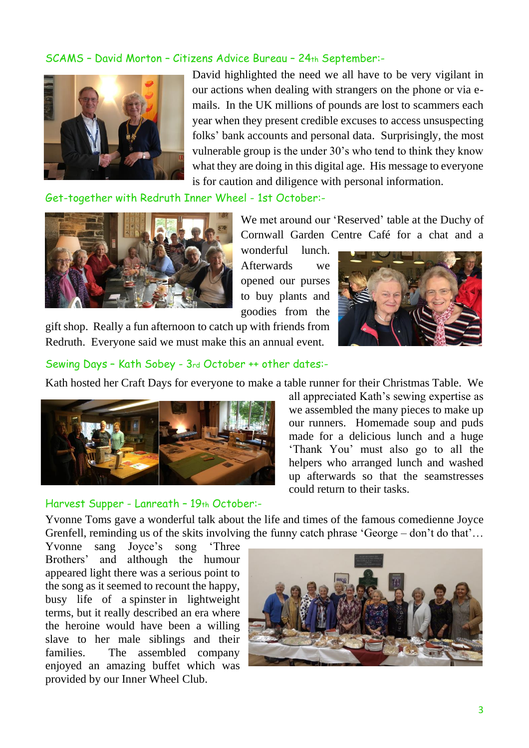## SCAMS – David Morton – Citizens Advice Bureau – 24th September:-

David highlighted the need we all have to be very vigilant in our actions when dealing with strangers on the phone or via e-mails. In the UK millions of pounds are lost to scammers each year when they present credible excuses to access unsuspecting folks' bank accounts and personal data. Surprisingly, the most vulnerable group is the under 30's who tend to think they know what they are doing in this digital age. His message to everyone is for caution and diligence with personal information.

## Get-together with Redruth Inner Wheel - 1st October:-

We met around our 'Reserved' table at the Duchy of Cornwall Garden Centre Café for a chat and a wonderful lunch. Afterwards we opened our purses to buy plants and goodies from the gift shop. Really a fun afternoon to catch up with friends from Redruth. Everyone said we must make this an annual event.

## Sewing Days – Kath Sobey - 3rd October ++ other dates:-

Kath hosted her Craft Days for everyone to make a table runner for their Christmas Table. We all appreciated Kath's sewing expertise as we assembled the many pieces to make up our runners. Homemade soup and puds made for a delicious lunch and a huge 'Thank You' must also go to all the helpers who arranged lunch and washed up afterwards so that the seamstresses could return to their tasks.

## Harvest Supper - Lanreath – 19th October:-

Yvonne Toms gave a wonderful talk about the life and times of the famous comedienne Joyce Grenfell, reminding us of the skits involving the funny catch phrase 'George – don't do that'… Yvonne sang Joyce's song 'Three Brothers' and although the humour appeared light there was a serious point to the song as it seemed to recount the happy, busy life of a spinster in lightweight terms, but it really described an era where the heroine would have been a willing slave to her male siblings and their families. The assembled company enjoyed an amazing buffet which was provided by our Inner Wheel Club.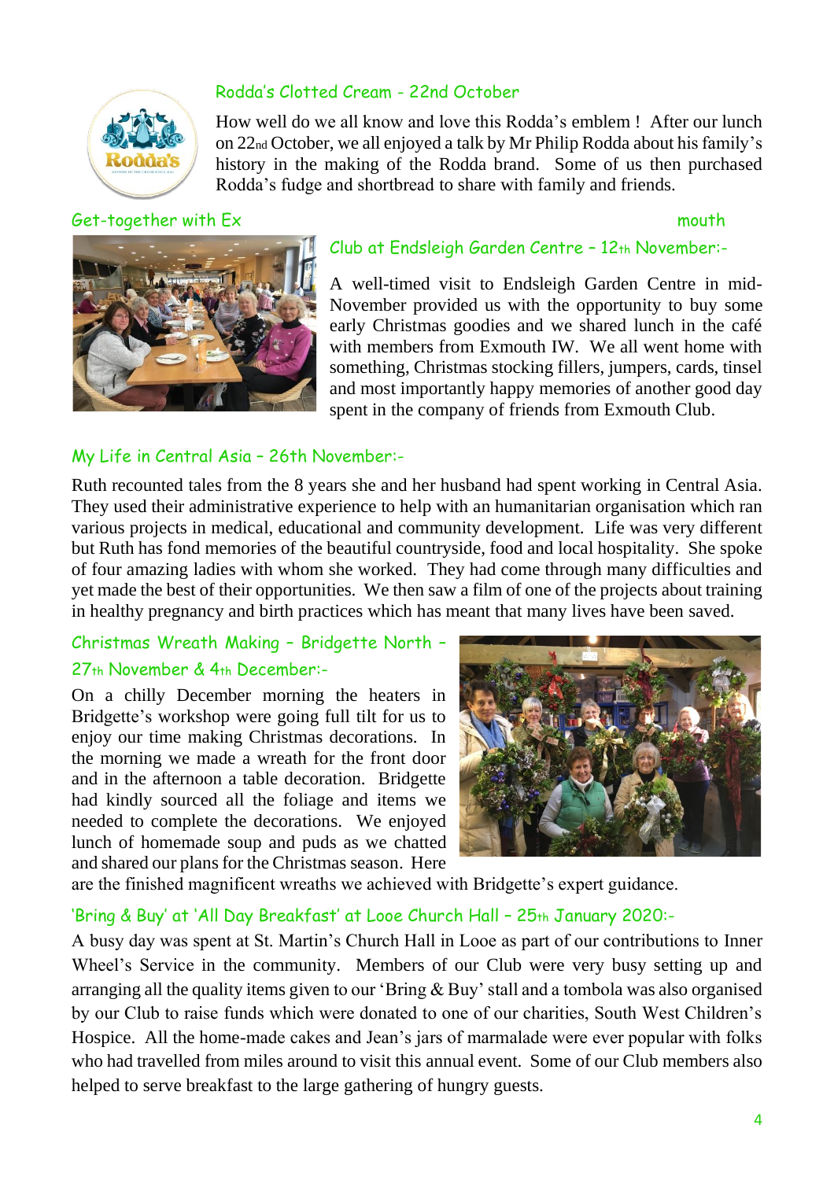### Rodda's Clotted Cream - 22nd October

How well do we all know and love this Rodda's emblem ! After our lunch on 22nd October, we all enjoyed a talk by Mr Philip Rodda about his family's history in the making of the Rodda brand. Some of us then purchased Rodda's fudge and shortbread to share with family and friends.

### Get-together with Exmouth Club at Endsleigh Garden Centre – 12th November:-

A well-timed visit to Endsleigh Garden Centre in mid-November provided us with the opportunity to buy some early Christmas goodies and we shared lunch in the café with members from Exmouth IW. We all went home with something, Christmas stocking fillers, jumpers, cards, tinsel and most importantly happy memories of another good day spent in the company of friends from Exmouth Club.

### My Life in Central Asia – 26th November:-

Ruth recounted tales from the 8 years she and her husband had spent working in Central Asia. They used their administrative experience to help with an humanitarian organisation which ran various projects in medical, educational and community development. Life was very different but Ruth has fond memories of the beautiful countryside, food and local hospitality. She spoke of four amazing ladies with whom she worked. They had come through many difficulties and yet made the best of their opportunities. We then saw a film of one of the projects about training in healthy pregnancy and birth practices which has meant that many lives have been saved.

### Christmas Wreath Making – Bridgette North – 27th November & 4th December:-

On a chilly December morning the heaters in Bridgette's workshop were going full tilt for us to enjoy our time making Christmas decorations. In the morning we made a wreath for the front door and in the afternoon a table decoration. Bridgette had kindly sourced all the foliage and items we needed to complete the decorations. We enjoyed lunch of homemade soup and puds as we chatted and shared our plans for the Christmas season. Here are the finished magnificent wreaths we achieved with Bridgette's expert guidance.

### 'Bring & Buy' at 'All Day Breakfast' at Looe Church Hall – 25th January 2020:-

A busy day was spent at St. Martin's Church Hall in Looe as part of our contributions to Inner Wheel's Service in the community. Members of our Club were very busy setting up and arranging all the quality items given to our 'Bring & Buy' stall and a tombola was also organised by our Club to raise funds which were donated to one of our charities, South West Children's Hospice. All the home-made cakes and Jean's jars of marmalade were ever popular with folks who had travelled from miles around to visit this annual event. Some of our Club members also helped to serve breakfast to the large gathering of hungry guests.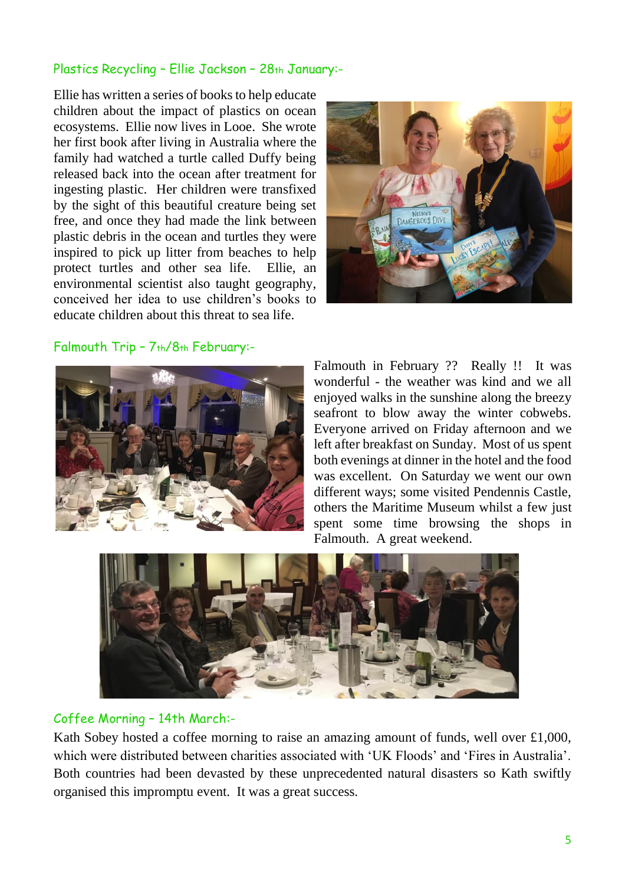## Plastics Recycling – Ellie Jackson – 28th January:-

Ellie has written a series of books to help educate children about the impact of plastics on ocean ecosystems. Ellie now lives in Looe. She wrote her first book after living in Australia where the family had watched a turtle called Duffy being released back into the ocean after treatment for ingesting plastic. Her children were transfixed by the sight of this beautiful creature being set free, and once they had made the link between plastic debris in the ocean and turtles they were inspired to pick up litter from beaches to help protect turtles and other sea life. Ellie, an environmental scientist also taught geography, conceived her idea to use children's books to educate children about this threat to sea life.

## Falmouth Trip – 7th/8th February:-

Falmouth in February ?? Really !! It was wonderful - the weather was kind and we all enjoyed walks in the sunshine along the breezy seafront to blow away the winter cobwebs. Everyone arrived on Friday afternoon and we left after breakfast on Sunday. Most of us spent both evenings at dinner in the hotel and the food was excellent. On Saturday we went our own different ways; some visited Pendennis Castle, others the Maritime Museum whilst a few just spent some time browsing the shops in Falmouth. A great weekend.

## Coffee Morning – 14th March:-

Kath Sobey hosted a coffee morning to raise an amazing amount of funds, well over £1,000, which were distributed between charities associated with 'UK Floods' and 'Fires in Australia'. Both countries had been devasted by these unprecedented natural disasters so Kath swiftly organised this impromptu event. It was a great success.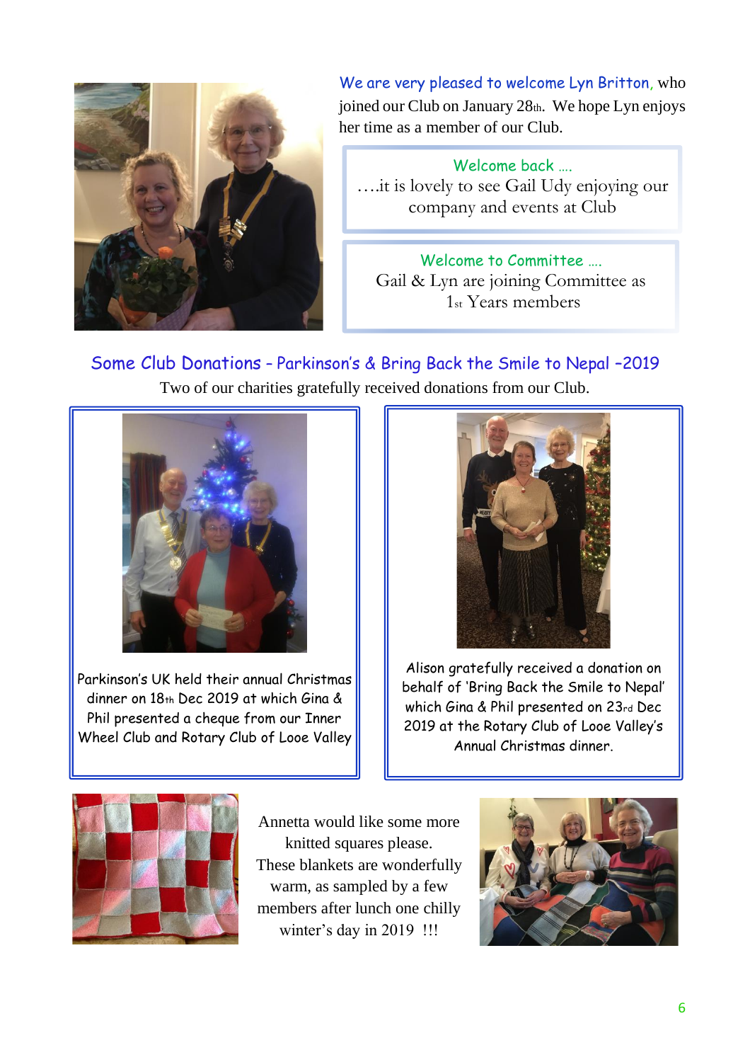We are very pleased to welcome Lyn Britton, who joined our Club on January 28th. We hope Lyn enjoys her time as a member of our Club.

**Welcome back ….**

….it is lovely to see Gail Udy enjoying our company and events at Club

**Welcome to Committee ….**

Gail & Lyn are joining Committee as 1st Years members

## Some Club Donations – Parkinson's & Bring Back the Smile to Nepal –2019

Two of our charities gratefully received donations from our Club.

Parkinson's UK held their annual Christmas dinner on 18th Dec 2019 at which Gina & Phil presented a cheque from our Inner Wheel Club and Rotary Club of Looe Valley

Alison gratefully received a donation on behalf of 'Bring Back the Smile to Nepal' which Gina & Phil presented on 23rd Dec 2019 at the Rotary Club of Looe Valley's Annual Christmas dinner.

Annetta would like some more knitted squares please. These blankets are wonderfully warm, as sampled by a few members after lunch one chilly winter's day in 2019 !!!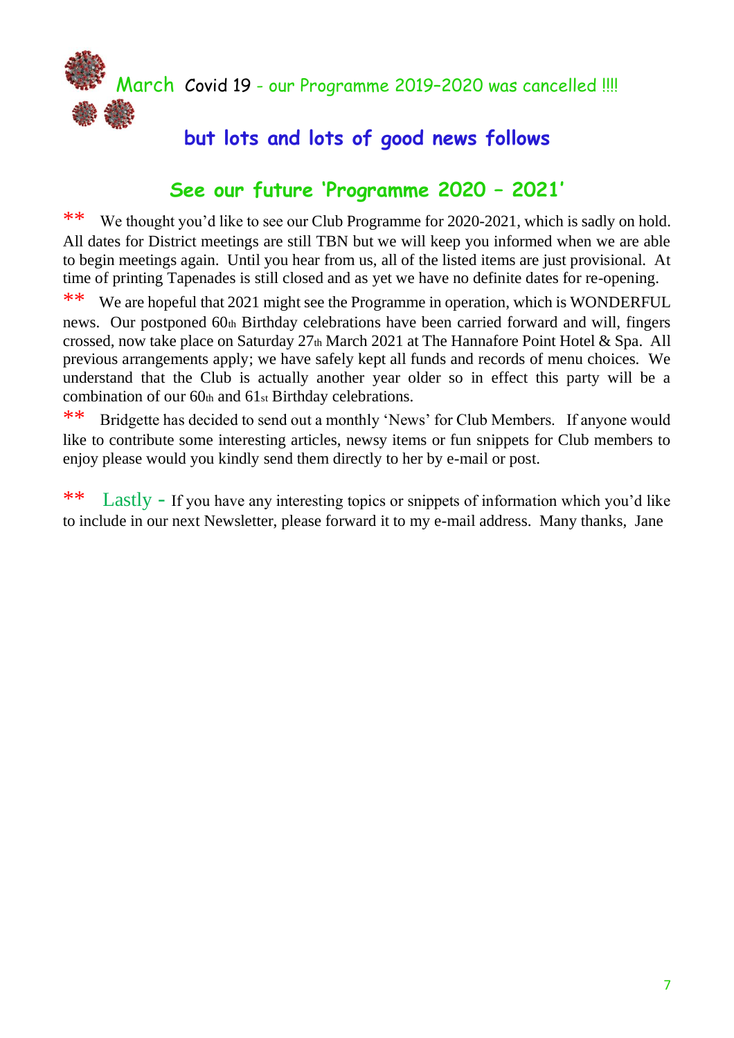March Covid 19 - our Programme 2019–2020 was cancelled !!!!

## but lots and lots of good news follows

## See our future 'Programme 2020 – 2021'

** We thought you'd like to see our Club Programme for 2020-2021, which is sadly on hold. All dates for District meetings are still TBN but we will keep you informed when we are able to begin meetings again. Until you hear from us, all of the listed items are just provisional. At time of printing Tapenades is still closed and as yet we have no definite dates for re-opening.

** We are hopeful that 2021 might see the Programme in operation, which is WONDERFUL news. Our postponed 60th Birthday celebrations have been carried forward and will, fingers crossed, now take place on Saturday 27th March 2021 at The Hannafore Point Hotel & Spa. All previous arrangements apply; we have safely kept all funds and records of menu choices. We understand that the Club is actually another year older so in effect this party will be a combination of our 60th and 61st Birthday celebrations.

** Bridgette has decided to send out a monthly 'News' for Club Members. If anyone would like to contribute some interesting articles, newsy items or fun snippets for Club members to enjoy please would you kindly send them directly to her by e-mail or post.

** Lastly - If you have any interesting topics or snippets of information which you'd like to include in our next Newsletter, please forward it to my e-mail address. Many thanks, Jane